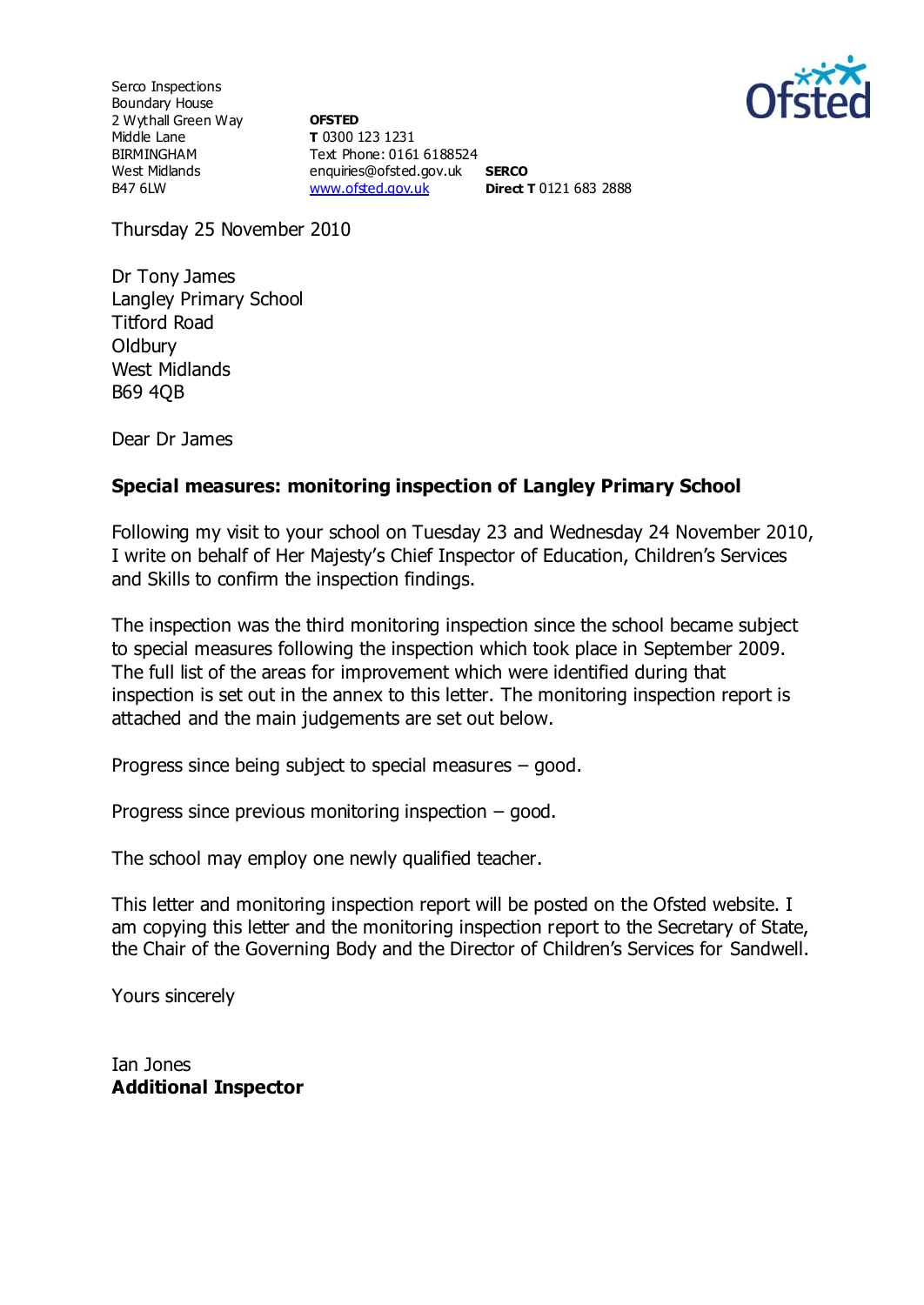Serco Inspections
Boundary House
2 Wythall Green Way
Middle Lane
BIRMINGHAM
West Midlands
B47 6LW

**OFSTED**
**T** 0300 123 1231
Text Phone: 0161 6188524
enquiries@ofsted.gov.uk
www.ofsted.gov.uk

**SERCO**
**Direct T** 0121 683 2888

Thursday 25 November 2010

Dr Tony James
Langley Primary School
Titford Road
Oldbury
West Midlands
B69 4QB

Dear Dr James

**Special measures: monitoring inspection of Langley Primary School**

Following my visit to your school on Tuesday 23 and Wednesday 24 November 2010, I write on behalf of Her Majesty's Chief Inspector of Education, Children's Services and Skills to confirm the inspection findings.

The inspection was the third monitoring inspection since the school became subject to special measures following the inspection which took place in September 2009. The full list of the areas for improvement which were identified during that inspection is set out in the annex to this letter. The monitoring inspection report is attached and the main judgements are set out below.

Progress since being subject to special measures – good.

Progress since previous monitoring inspection – good.

The school may employ one newly qualified teacher.

This letter and monitoring inspection report will be posted on the Ofsted website. I am copying this letter and the monitoring inspection report to the Secretary of State, the Chair of the Governing Body and the Director of Children's Services for Sandwell.

Yours sincerely

Ian Jones
**Additional Inspector**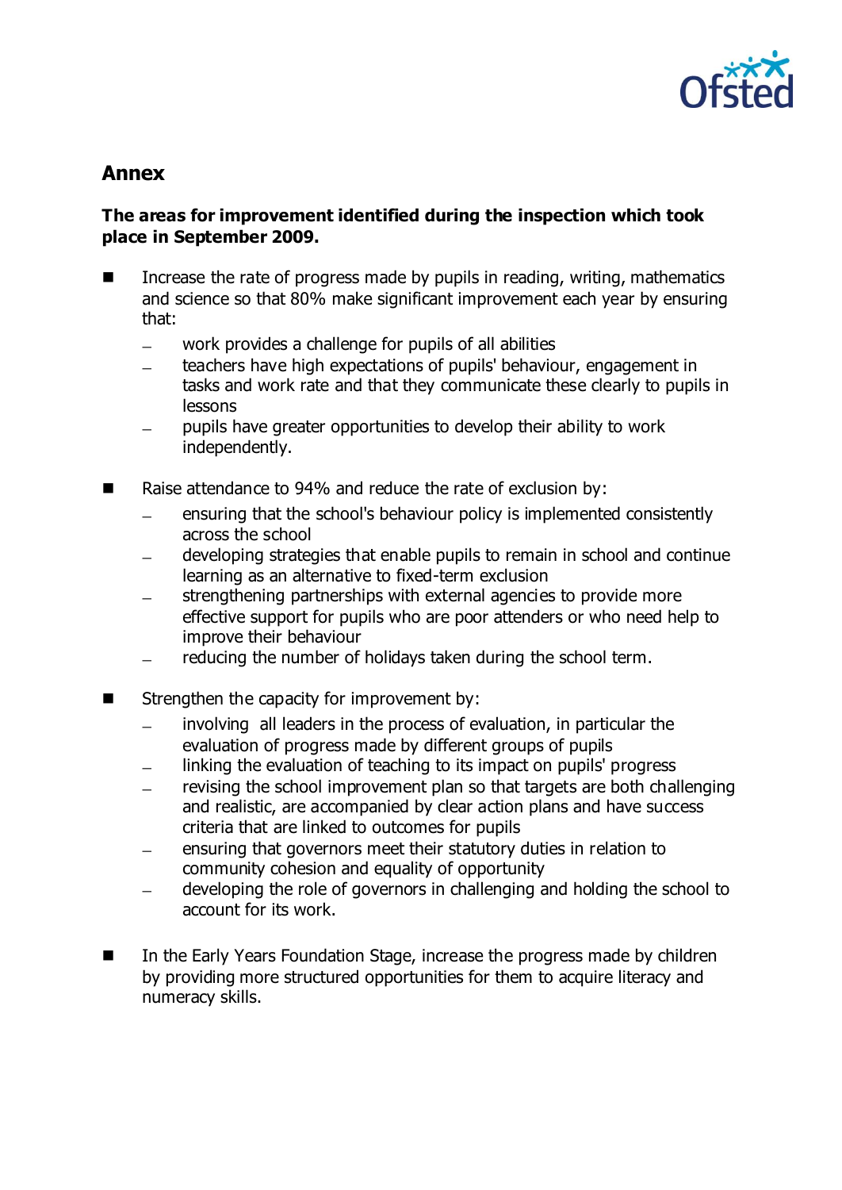## Annex

**The areas for improvement identified during the inspection which took place in September 2009.**

- Increase the rate of progress made by pupils in reading, writing, mathematics and science so that 80% make significant improvement each year by ensuring that:
  - work provides a challenge for pupils of all abilities
  - teachers have high expectations of pupils' behaviour, engagement in tasks and work rate and that they communicate these clearly to pupils in lessons
  - pupils have greater opportunities to develop their ability to work independently.

- Raise attendance to 94% and reduce the rate of exclusion by:
  - ensuring that the school's behaviour policy is implemented consistently across the school
  - developing strategies that enable pupils to remain in school and continue learning as an alternative to fixed-term exclusion
  - strengthening partnerships with external agencies to provide more effective support for pupils who are poor attenders or who need help to improve their behaviour
  - reducing the number of holidays taken during the school term.

- Strengthen the capacity for improvement by:
  - involving all leaders in the process of evaluation, in particular the evaluation of progress made by different groups of pupils
  - linking the evaluation of teaching to its impact on pupils' progress
  - revising the school improvement plan so that targets are both challenging and realistic, are accompanied by clear action plans and have success criteria that are linked to outcomes for pupils
  - ensuring that governors meet their statutory duties in relation to community cohesion and equality of opportunity
  - developing the role of governors in challenging and holding the school to account for its work.

- In the Early Years Foundation Stage, increase the progress made by children by providing more structured opportunities for them to acquire literacy and numeracy skills.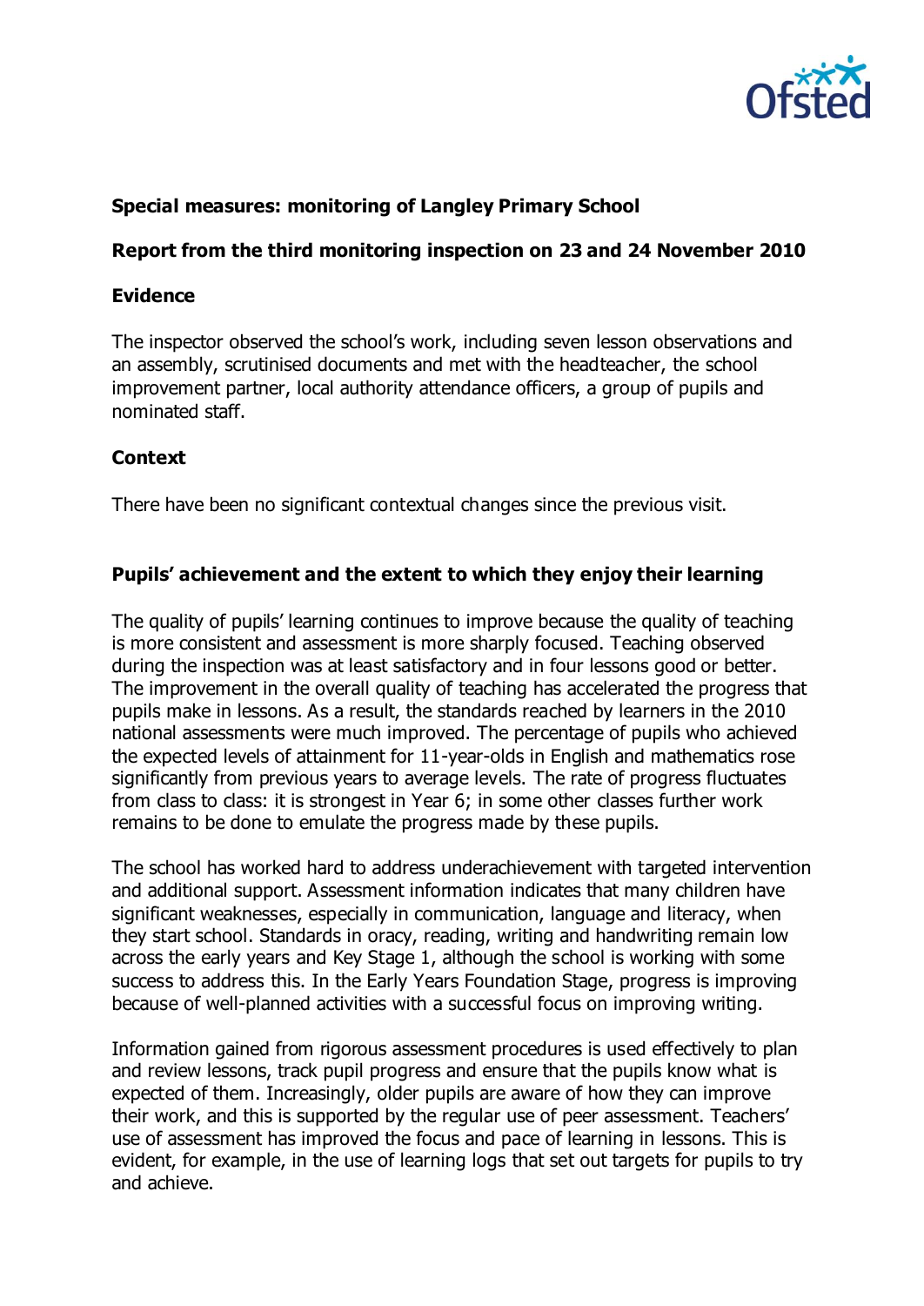**Special measures: monitoring of Langley Primary School**

**Report from the third monitoring inspection on 23 and 24 November 2010**

**Evidence**

The inspector observed the school's work, including seven lesson observations and an assembly, scrutinised documents and met with the headteacher, the school improvement partner, local authority attendance officers, a group of pupils and nominated staff.

**Context**

There have been no significant contextual changes since the previous visit.

**Pupils' achievement and the extent to which they enjoy their learning**

The quality of pupils' learning continues to improve because the quality of teaching is more consistent and assessment is more sharply focused. Teaching observed during the inspection was at least satisfactory and in four lessons good or better. The improvement in the overall quality of teaching has accelerated the progress that pupils make in lessons. As a result, the standards reached by learners in the 2010 national assessments were much improved. The percentage of pupils who achieved the expected levels of attainment for 11-year-olds in English and mathematics rose significantly from previous years to average levels. The rate of progress fluctuates from class to class: it is strongest in Year 6; in some other classes further work remains to be done to emulate the progress made by these pupils.

The school has worked hard to address underachievement with targeted intervention and additional support. Assessment information indicates that many children have significant weaknesses, especially in communication, language and literacy, when they start school. Standards in oracy, reading, writing and handwriting remain low across the early years and Key Stage 1, although the school is working with some success to address this. In the Early Years Foundation Stage, progress is improving because of well-planned activities with a successful focus on improving writing.

Information gained from rigorous assessment procedures is used effectively to plan and review lessons, track pupil progress and ensure that the pupils know what is expected of them. Increasingly, older pupils are aware of how they can improve their work, and this is supported by the regular use of peer assessment. Teachers' use of assessment has improved the focus and pace of learning in lessons. This is evident, for example, in the use of learning logs that set out targets for pupils to try and achieve.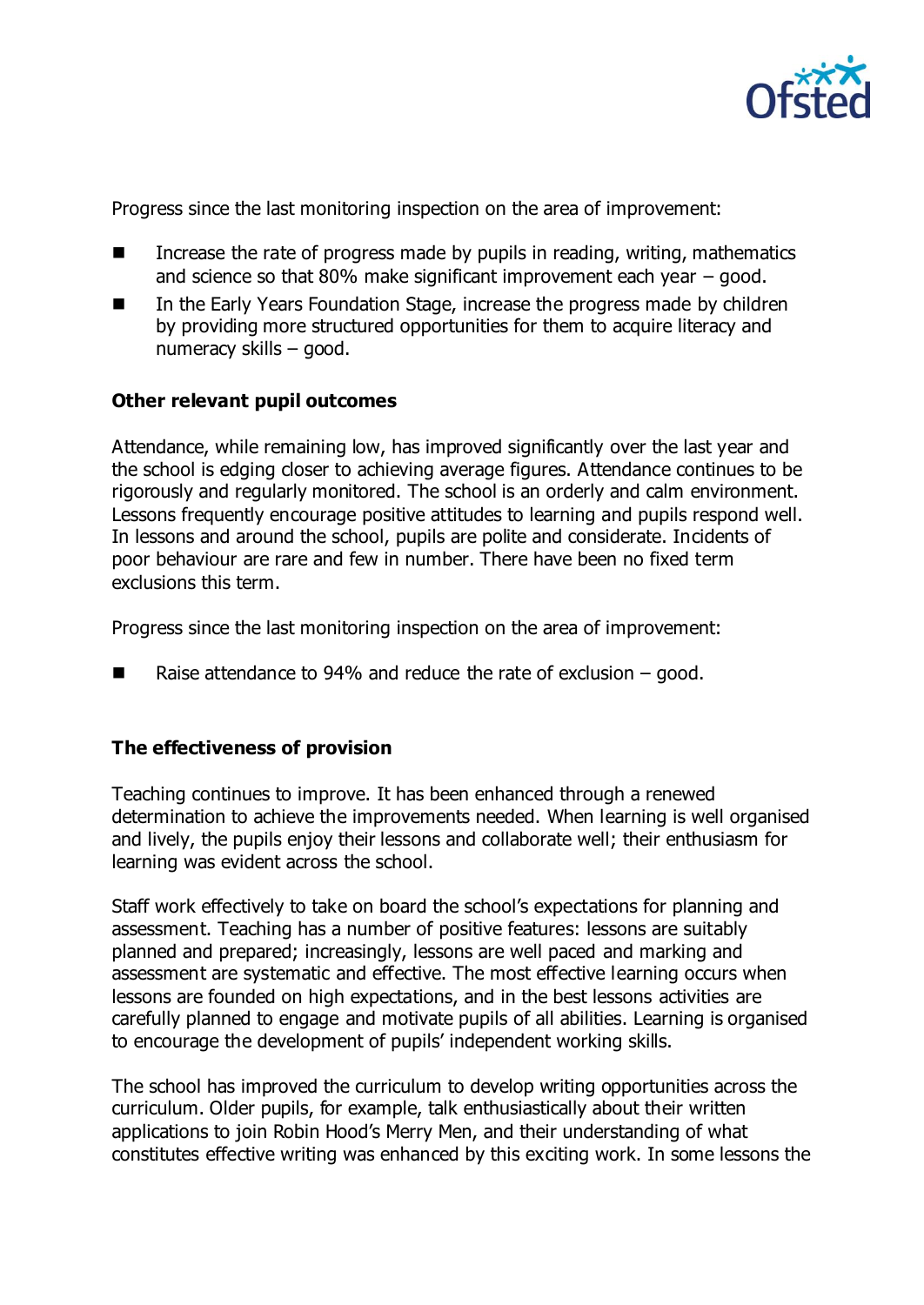Progress since the last monitoring inspection on the area of improvement:

- Increase the rate of progress made by pupils in reading, writing, mathematics and science so that 80% make significant improvement each year – good.
- In the Early Years Foundation Stage, increase the progress made by children by providing more structured opportunities for them to acquire literacy and numeracy skills – good.

**Other relevant pupil outcomes**

Attendance, while remaining low, has improved significantly over the last year and the school is edging closer to achieving average figures. Attendance continues to be rigorously and regularly monitored. The school is an orderly and calm environment. Lessons frequently encourage positive attitudes to learning and pupils respond well. In lessons and around the school, pupils are polite and considerate. Incidents of poor behaviour are rare and few in number. There have been no fixed term exclusions this term.

Progress since the last monitoring inspection on the area of improvement:

- Raise attendance to 94% and reduce the rate of exclusion – good.

**The effectiveness of provision**

Teaching continues to improve. It has been enhanced through a renewed determination to achieve the improvements needed. When learning is well organised and lively, the pupils enjoy their lessons and collaborate well; their enthusiasm for learning was evident across the school.

Staff work effectively to take on board the school's expectations for planning and assessment. Teaching has a number of positive features: lessons are suitably planned and prepared; increasingly, lessons are well paced and marking and assessment are systematic and effective. The most effective learning occurs when lessons are founded on high expectations, and in the best lessons activities are carefully planned to engage and motivate pupils of all abilities. Learning is organised to encourage the development of pupils' independent working skills.

The school has improved the curriculum to develop writing opportunities across the curriculum. Older pupils, for example, talk enthusiastically about their written applications to join Robin Hood's Merry Men, and their understanding of what constitutes effective writing was enhanced by this exciting work. In some lessons the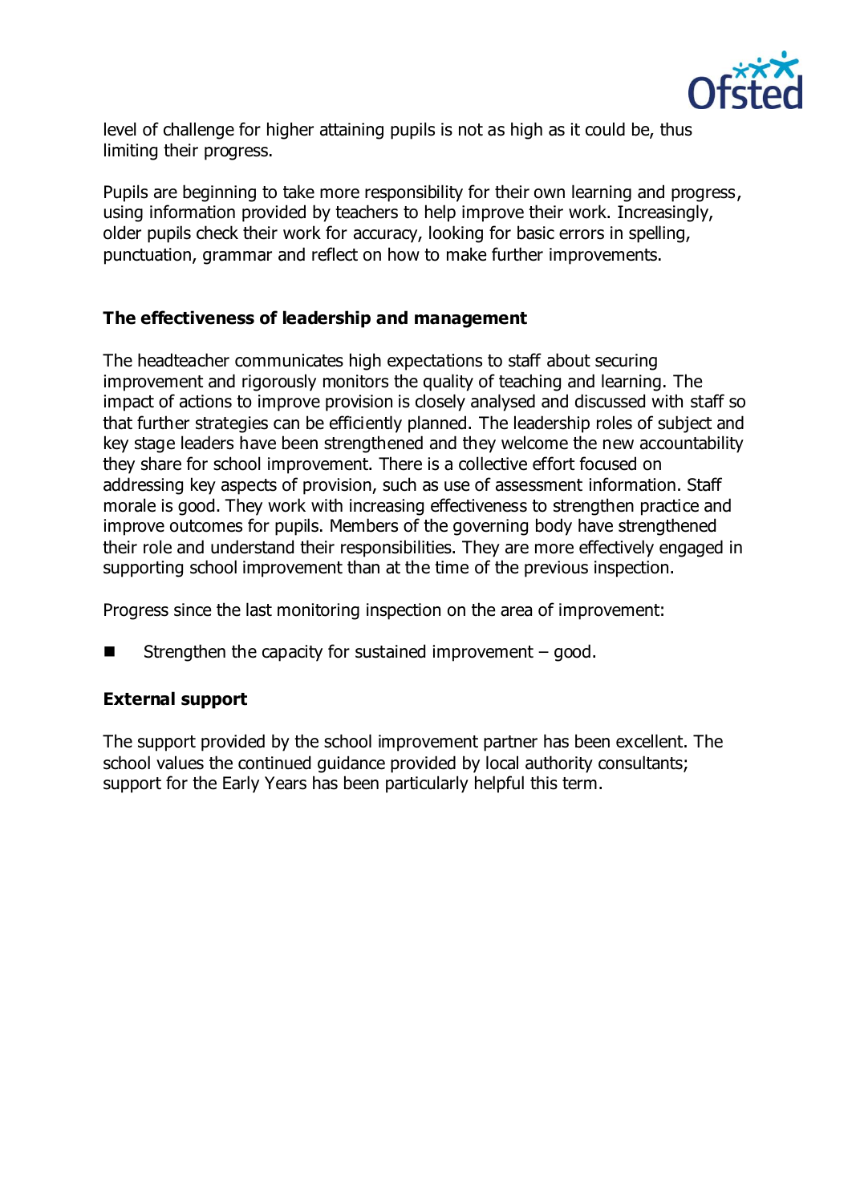level of challenge for higher attaining pupils is not as high as it could be, thus limiting their progress.

Pupils are beginning to take more responsibility for their own learning and progress, using information provided by teachers to help improve their work. Increasingly, older pupils check their work for accuracy, looking for basic errors in spelling, punctuation, grammar and reflect on how to make further improvements.

### The effectiveness of leadership and management

The headteacher communicates high expectations to staff about securing improvement and rigorously monitors the quality of teaching and learning. The impact of actions to improve provision is closely analysed and discussed with staff so that further strategies can be efficiently planned. The leadership roles of subject and key stage leaders have been strengthened and they welcome the new accountability they share for school improvement. There is a collective effort focused on addressing key aspects of provision, such as use of assessment information. Staff morale is good. They work with increasing effectiveness to strengthen practice and improve outcomes for pupils. Members of the governing body have strengthened their role and understand their responsibilities. They are more effectively engaged in supporting school improvement than at the time of the previous inspection.

Progress since the last monitoring inspection on the area of improvement:

- Strengthen the capacity for sustained improvement – good.

### External support

The support provided by the school improvement partner has been excellent. The school values the continued guidance provided by local authority consultants; support for the Early Years has been particularly helpful this term.